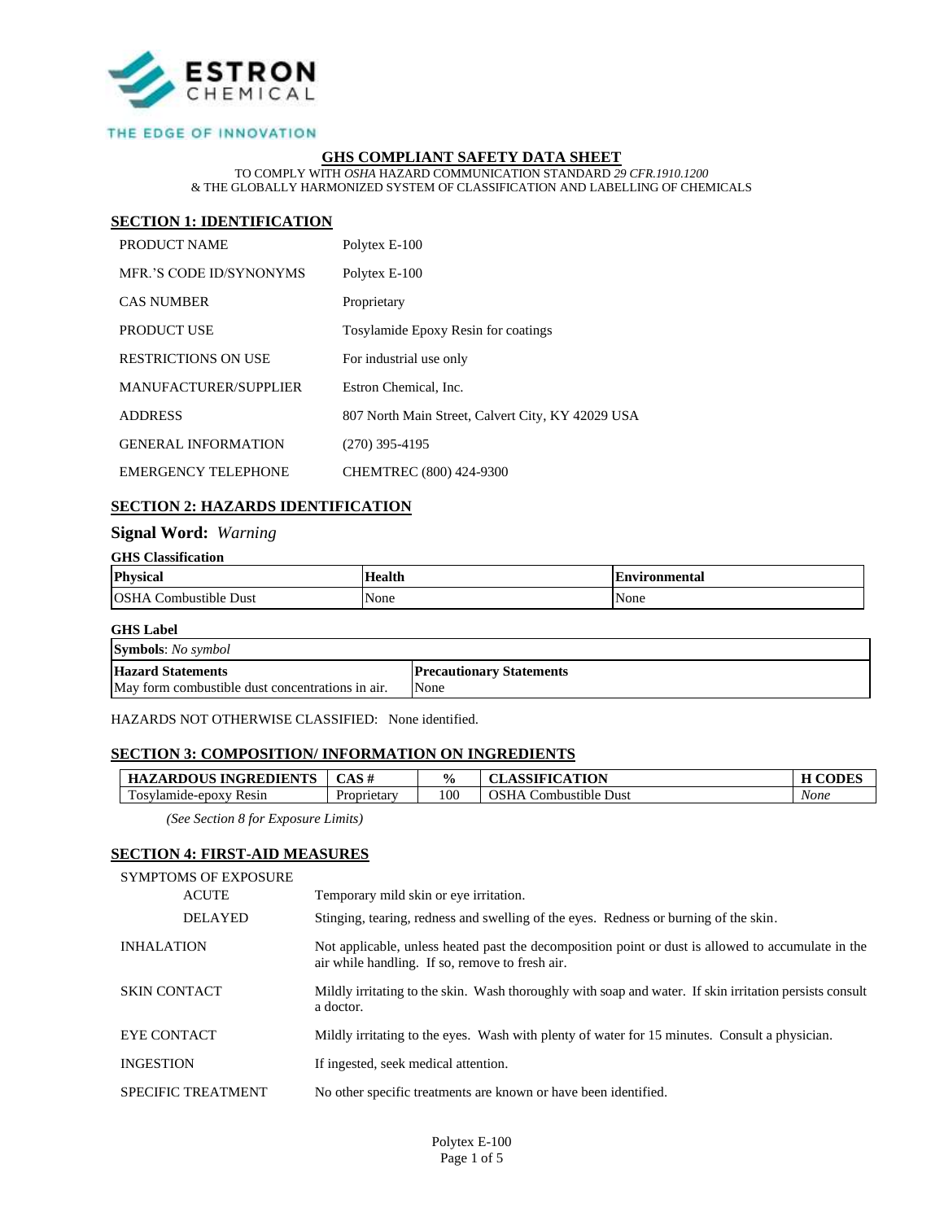ESTRON CHEMICAL

THE EDGE OF INNOVATION

# GHS COMPLIANT SAFETY DATA SHEET

TO COMPLY WITH *OSHA* HAZARD COMMUNICATION STANDARD *29 CFR.1910.1200*
& THE GLOBALLY HARMONIZED SYSTEM OF CLASSIFICATION AND LABELLING OF CHEMICALS

## SECTION 1: IDENTIFICATION

| | |
|---|---|
| PRODUCT NAME | Polytex E-100 |
| MFR.'S CODE ID/SYNONYMS | Polytex E-100 |
| CAS NUMBER | Proprietary |
| PRODUCT USE | Tosylamide Epoxy Resin for coatings |
| RESTRICTIONS ON USE | For industrial use only |
| MANUFACTURER/SUPPLIER | Estron Chemical, Inc. |
| ADDRESS | 807 North Main Street, Calvert City, KY 42029 USA |
| GENERAL INFORMATION | (270) 395-4195 |
| EMERGENCY TELEPHONE | CHEMTREC (800) 424-9300 |

## SECTION 2: HAZARDS IDENTIFICATION

**Signal Word:** *Warning*

**GHS Classification**

| Physical | Health | Environmental |
|---|---|---|
| OSHA Combustible Dust | None | None |

**GHS Label**

| **Symbols**: *No symbol* | |
|---|---|
| **Hazard Statements** | **Precautionary Statements** |
| May form combustible dust concentrations in air. | None |

HAZARDS NOT OTHERWISE CLASSIFIED: None identified.

## SECTION 3: COMPOSITION/ INFORMATION ON INGREDIENTS

| HAZARDOUS INGREDIENTS | CAS # | % | CLASSIFICATION | H CODES |
|---|---|---|---|---|
| Tosylamide-epoxy Resin | Proprietary | 100 | OSHA Combustible Dust | *None* |

*(See Section 8 for Exposure Limits)*

## SECTION 4: FIRST-AID MEASURES

| | |
|---|---|
| SYMPTOMS OF EXPOSURE | |
| ACUTE | Temporary mild skin or eye irritation. |
| DELAYED | Stinging, tearing, redness and swelling of the eyes. Redness or burning of the skin. |
| INHALATION | Not applicable, unless heated past the decomposition point or dust is allowed to accumulate in the air while handling. If so, remove to fresh air. |
| SKIN CONTACT | Mildly irritating to the skin. Wash thoroughly with soap and water. If skin irritation persists consult a doctor. |
| EYE CONTACT | Mildly irritating to the eyes. Wash with plenty of water for 15 minutes. Consult a physician. |
| INGESTION | If ingested, seek medical attention. |
| SPECIFIC TREATMENT | No other specific treatments are known or have been identified. |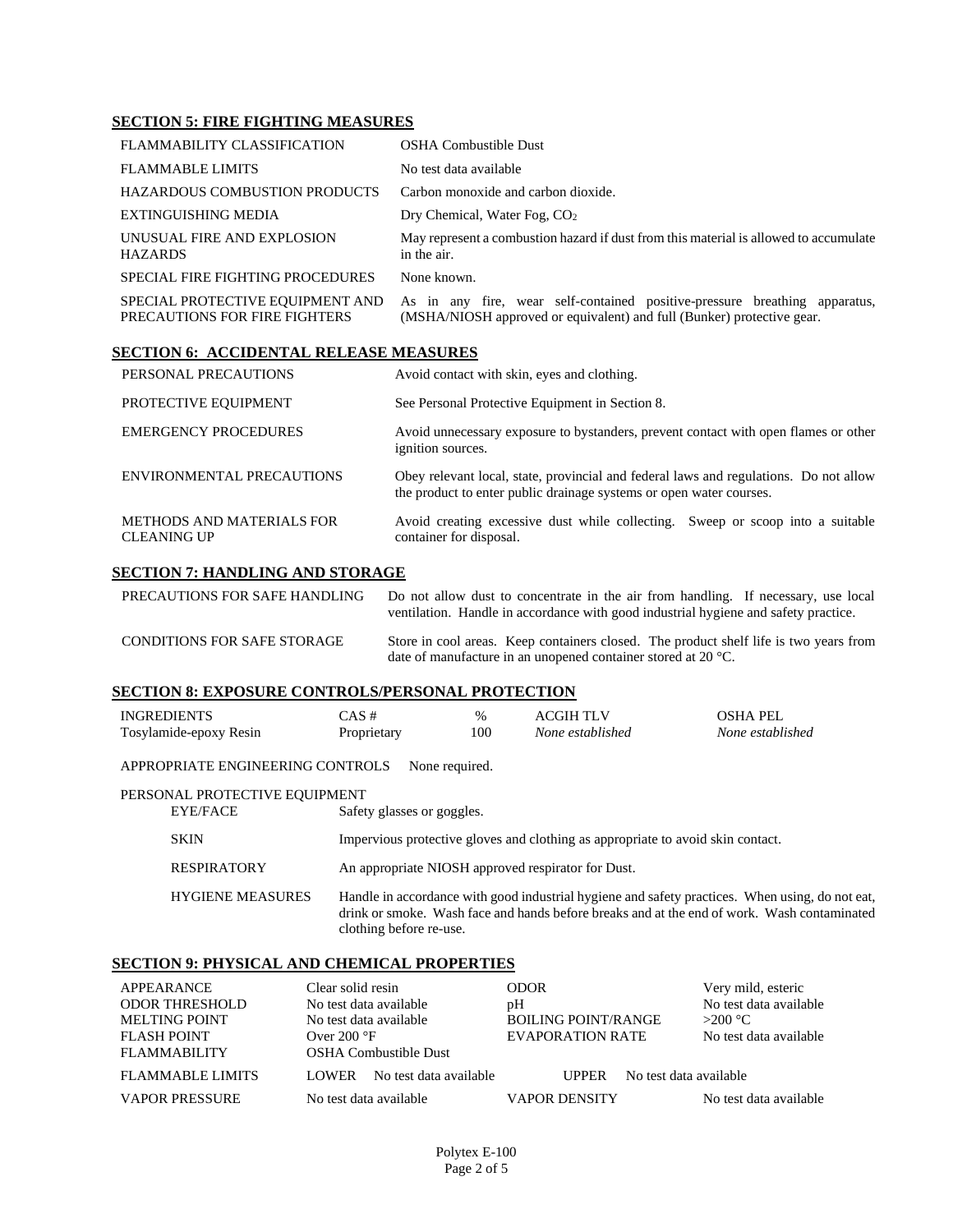## SECTION 5: FIRE FIGHTING MEASURES

| | |
|---|---|
| FLAMMABILITY CLASSIFICATION | OSHA Combustible Dust |
| FLAMMABLE LIMITS | No test data available |
| HAZARDOUS COMBUSTION PRODUCTS | Carbon monoxide and carbon dioxide. |
| EXTINGUISHING MEDIA | Dry Chemical, Water Fog, $CO_2$ |
| UNUSUAL FIRE AND EXPLOSION HAZARDS | May represent a combustion hazard if dust from this material is allowed to accumulate in the air. |
| SPECIAL FIRE FIGHTING PROCEDURES | None known. |
| SPECIAL PROTECTIVE EQUIPMENT AND PRECAUTIONS FOR FIRE FIGHTERS | As in any fire, wear self-contained positive-pressure breathing apparatus, (MSHA/NIOSH approved or equivalent) and full (Bunker) protective gear. |

## SECTION 6: ACCIDENTAL RELEASE MEASURES

| | |
|---|---|
| PERSONAL PRECAUTIONS | Avoid contact with skin, eyes and clothing. |
| PROTECTIVE EQUIPMENT | See Personal Protective Equipment in Section 8. |
| EMERGENCY PROCEDURES | Avoid unnecessary exposure to bystanders, prevent contact with open flames or other ignition sources. |
| ENVIRONMENTAL PRECAUTIONS | Obey relevant local, state, provincial and federal laws and regulations. Do not allow the product to enter public drainage systems or open water courses. |
| METHODS AND MATERIALS FOR CLEANING UP | Avoid creating excessive dust while collecting. Sweep or scoop into a suitable container for disposal. |

## SECTION 7: HANDLING AND STORAGE

| | |
|---|---|
| PRECAUTIONS FOR SAFE HANDLING | Do not allow dust to concentrate in the air from handling. If necessary, use local ventilation. Handle in accordance with good industrial hygiene and safety practice. |
| CONDITIONS FOR SAFE STORAGE | Store in cool areas. Keep containers closed. The product shelf life is two years from date of manufacture in an unopened container stored at 20 °C. |

## SECTION 8: EXPOSURE CONTROLS/PERSONAL PROTECTION

| INGREDIENTS | CAS # | % | ACGIH TLV | OSHA PEL |
|---|---|---|---|---|
| Tosylamide-epoxy Resin | Proprietary | 100 | *None established* | *None established* |

APPROPRIATE ENGINEERING CONTROLS None required.

PERSONAL PROTECTIVE EQUIPMENT

| | |
|---|---|
| EYE/FACE | Safety glasses or goggles. |
| SKIN | Impervious protective gloves and clothing as appropriate to avoid skin contact. |
| RESPIRATORY | An appropriate NIOSH approved respirator for Dust. |
| HYGIENE MEASURES | Handle in accordance with good industrial hygiene and safety practices. When using, do not eat, drink or smoke. Wash face and hands before breaks and at the end of work. Wash contaminated clothing before re-use. |

## SECTION 9: PHYSICAL AND CHEMICAL PROPERTIES

| | | | |
|---|---|---|---|
| APPEARANCE | Clear solid resin | ODOR | Very mild, esteric |
| ODOR THRESHOLD | No test data available | pH | No test data available |
| MELTING POINT | No test data available | BOILING POINT/RANGE | >200 °C |
| FLASH POINT | Over 200 °F | EVAPORATION RATE | No test data available |
| FLAMMABILITY | OSHA Combustible Dust | | |
| FLAMMABLE LIMITS | LOWER No test data available | UPPER | No test data available |
| VAPOR PRESSURE | No test data available | VAPOR DENSITY | No test data available |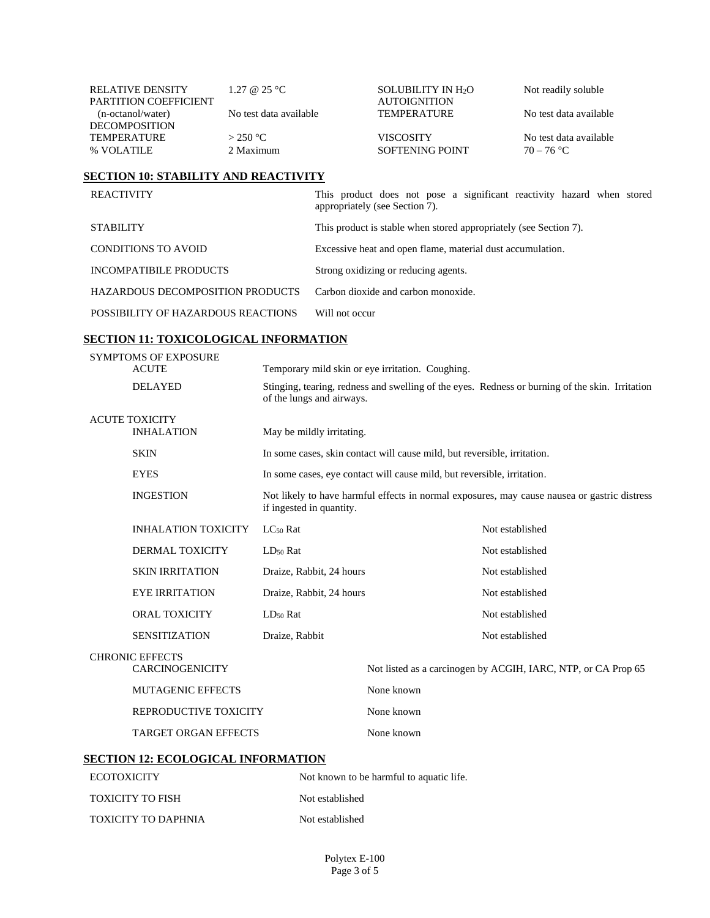| | | | |
|---|---|---|---|
| RELATIVE DENSITY | 1.27 @ 25 °C | SOLUBILITY IN $H_2O$ | Not readily soluble |
| PARTITION COEFFICIENT (n-octanol/water) | No test data available | AUTOIGNITION TEMPERATURE | No test data available |
| DECOMPOSITION TEMPERATURE | > 250 °C | VISCOSITY | No test data available |
| % VOLATILE | 2 Maximum | SOFTENING POINT | 70 – 76 °C |

## SECTION 10: STABILITY AND REACTIVITY

| | |
|---|---|
| REACTIVITY | This product does not pose a significant reactivity hazard when stored appropriately (see Section 7). |
| STABILITY | This product is stable when stored appropriately (see Section 7). |
| CONDITIONS TO AVOID | Excessive heat and open flame, material dust accumulation. |
| INCOMPATIBILE PRODUCTS | Strong oxidizing or reducing agents. |
| HAZARDOUS DECOMPOSITION PRODUCTS | Carbon dioxide and carbon monoxide. |
| POSSIBILITY OF HAZARDOUS REACTIONS | Will not occur |

## SECTION 11: TOXICOLOGICAL INFORMATION

SYMPTOMS OF EXPOSURE

| | |
|---|---|
| ACUTE | Temporary mild skin or eye irritation. Coughing. |
| DELAYED | Stinging, tearing, redness and swelling of the eyes. Redness or burning of the skin. Irritation of the lungs and airways. |

ACUTE TOXICITY

| | |
|---|---|
| INHALATION | May be mildly irritating. |
| SKIN | In some cases, skin contact will cause mild, but reversible, irritation. |
| EYES | In some cases, eye contact will cause mild, but reversible, irritation. |
| INGESTION | Not likely to have harmful effects in normal exposures, may cause nausea or gastric distress if ingested in quantity. |

| | | |
|---|---|---|
| INHALATION TOXICITY | $LC_{50}$ Rat | Not established |
| DERMAL TOXICITY | $LD_{50}$ Rat | Not established |
| SKIN IRRITATION | Draize, Rabbit, 24 hours | Not established |
| EYE IRRITATION | Draize, Rabbit, 24 hours | Not established |
| ORAL TOXICITY | $LD_{50}$ Rat | Not established |
| SENSITIZATION | Draize, Rabbit | Not established |

CHRONIC EFFECTS

| | |
|---|---|
| CARCINOGENICITY | Not listed as a carcinogen by ACGIH, IARC, NTP, or CA Prop 65 |
| MUTAGENIC EFFECTS | None known |
| REPRODUCTIVE TOXICITY | None known |
| TARGET ORGAN EFFECTS | None known |

## SECTION 12: ECOLOGICAL INFORMATION

| | |
|---|---|
| ECOTOXICITY | Not known to be harmful to aquatic life. |
| TOXICITY TO FISH | Not established |
| TOXICITY TO DAPHNIA | Not established |

Polytex E-100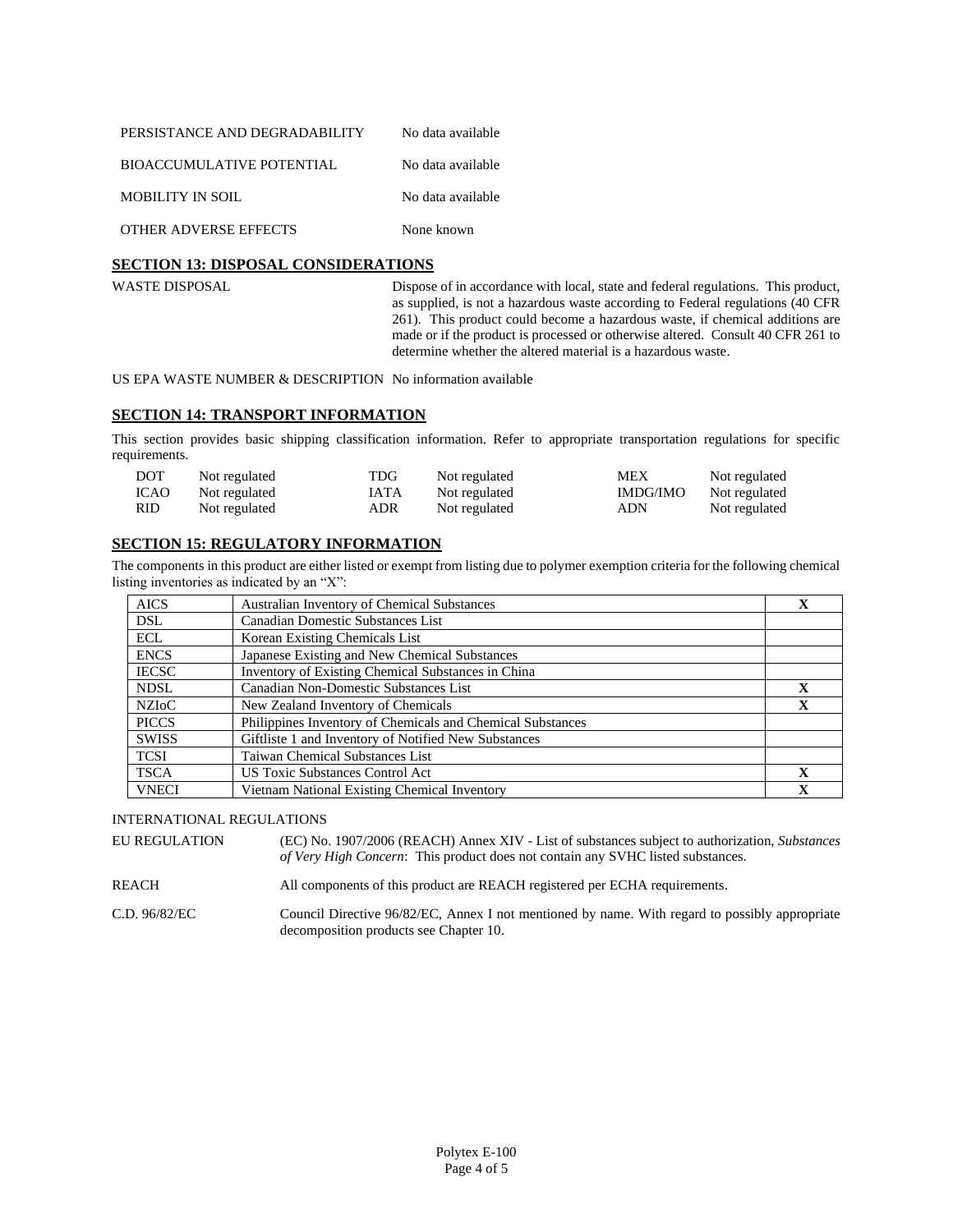| | |
|---|---|
| PERSISTANCE AND DEGRADABILITY | No data available |
| BIOACCUMULATIVE POTENTIAL | No data available |
| MOBILITY IN SOIL | No data available |
| OTHER ADVERSE EFFECTS | None known |

## SECTION 13: DISPOSAL CONSIDERATIONS

| | |
|---|---|
| WASTE DISPOSAL | Dispose of in accordance with local, state and federal regulations. This product, as supplied, is not a hazardous waste according to Federal regulations (40 CFR 261). This product could become a hazardous waste, if chemical additions are made or if the product is processed or otherwise altered. Consult 40 CFR 261 to determine whether the altered material is a hazardous waste. |

US EPA WASTE NUMBER & DESCRIPTION No information available

## SECTION 14: TRANSPORT INFORMATION

This section provides basic shipping classification information. Refer to appropriate transportation regulations for specific requirements.

| | | | | | |
|---|---|---|---|---|---|
| DOT | Not regulated | TDG | Not regulated | MEX | Not regulated |
| ICAO | Not regulated | IATA | Not regulated | IMDG/IMO | Not regulated |
| RID | Not regulated | ADR | Not regulated | ADN | Not regulated |

## SECTION 15: REGULATORY INFORMATION

The components in this product are either listed or exempt from listing due to polymer exemption criteria for the following chemical listing inventories as indicated by an "X":

| | | |
|---|---|---|
| AICS | Australian Inventory of Chemical Substances | X |
| DSL | Canadian Domestic Substances List | |
| ECL | Korean Existing Chemicals List | |
| ENCS | Japanese Existing and New Chemical Substances | |
| IECSC | Inventory of Existing Chemical Substances in China | |
| NDSL | Canadian Non-Domestic Substances List | X |
| NZIoC | New Zealand Inventory of Chemicals | X |
| PICCS | Philippines Inventory of Chemicals and Chemical Substances | |
| SWISS | Giftliste 1 and Inventory of Notified New Substances | |
| TCSI | Taiwan Chemical Substances List | |
| TSCA | US Toxic Substances Control Act | X |
| VNECI | Vietnam National Existing Chemical Inventory | X |

INTERNATIONAL REGULATIONS

| | |
|---|---|
| EU REGULATION | (EC) No. 1907/2006 (REACH) Annex XIV - List of substances subject to authorization, *Substances of Very High Concern*: This product does not contain any SVHC listed substances. |
| REACH | All components of this product are REACH registered per ECHA requirements. |
| C.D. 96/82/EC | Council Directive 96/82/EC, Annex I not mentioned by name. With regard to possibly appropriate decomposition products see Chapter 10. |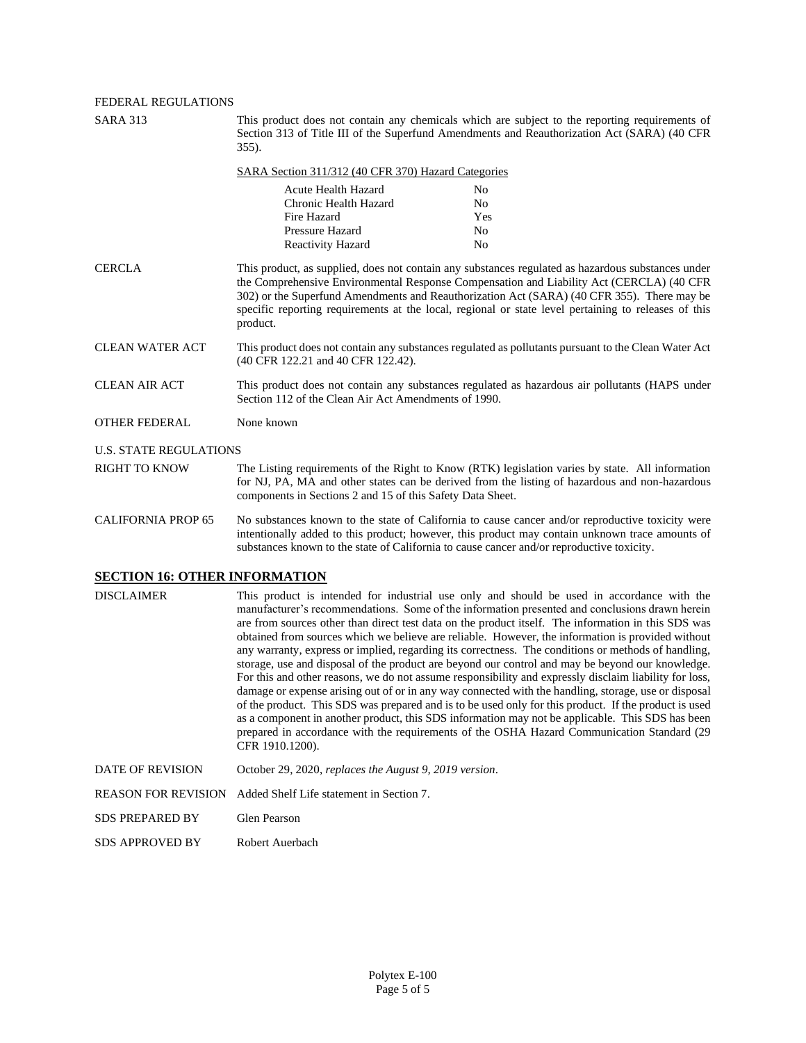FEDERAL REGULATIONS

| | |
|---|---|
| SARA 313 | This product does not contain any chemicals which are subject to the reporting requirements of Section 313 of Title III of the Superfund Amendments and Reauthorization Act (SARA) (40 CFR 355). |

SARA Section 311/312 (40 CFR 370) Hazard Categories

| | |
|---|---|
| Acute Health Hazard | No |
| Chronic Health Hazard | No |
| Fire Hazard | Yes |
| Pressure Hazard | No |
| Reactivity Hazard | No |

| | |
|---|---|
| CERCLA | This product, as supplied, does not contain any substances regulated as hazardous substances under the Comprehensive Environmental Response Compensation and Liability Act (CERCLA) (40 CFR 302) or the Superfund Amendments and Reauthorization Act (SARA) (40 CFR 355). There may be specific reporting requirements at the local, regional or state level pertaining to releases of this product. |
| CLEAN WATER ACT | This product does not contain any substances regulated as pollutants pursuant to the Clean Water Act (40 CFR 122.21 and 40 CFR 122.42). |
| CLEAN AIR ACT | This product does not contain any substances regulated as hazardous air pollutants (HAPS under Section 112 of the Clean Air Act Amendments of 1990. |
| OTHER FEDERAL | None known |

U.S. STATE REGULATIONS

| | |
|---|---|
| RIGHT TO KNOW | The Listing requirements of the Right to Know (RTK) legislation varies by state. All information for NJ, PA, MA and other states can be derived from the listing of hazardous and non-hazardous components in Sections 2 and 15 of this Safety Data Sheet. |
| CALIFORNIA PROP 65 | No substances known to the state of California to cause cancer and/or reproductive toxicity were intentionally added to this product; however, this product may contain unknown trace amounts of substances known to the state of California to cause cancer and/or reproductive toxicity. |

## SECTION 16: OTHER INFORMATION

| | |
|---|---|
| DISCLAIMER | This product is intended for industrial use only and should be used in accordance with the manufacturer's recommendations. Some of the information presented and conclusions drawn herein are from sources other than direct test data on the product itself. The information in this SDS was obtained from sources which we believe are reliable. However, the information is provided without any warranty, express or implied, regarding its correctness. The conditions or methods of handling, storage, use and disposal of the product are beyond our control and may be beyond our knowledge. For this and other reasons, we do not assume responsibility and expressly disclaim liability for loss, damage or expense arising out of or in any way connected with the handling, storage, use or disposal of the product. This SDS was prepared and is to be used only for this product. If the product is used as a component in another product, this SDS information may not be applicable. This SDS has been prepared in accordance with the requirements of the OSHA Hazard Communication Standard (29 CFR 1910.1200). |
| DATE OF REVISION | October 29, 2020, *replaces the August 9, 2019 version*. |
| REASON FOR REVISION | Added Shelf Life statement in Section 7. |
| SDS PREPARED BY | Glen Pearson |
| SDS APPROVED BY | Robert Auerbach |